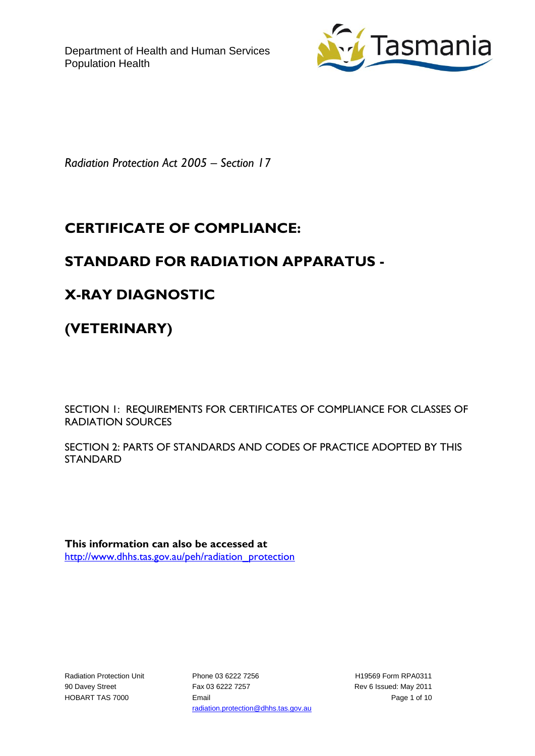Department of Health and Human Services
Population Health

Tasmania

*Radiation Protection Act 2005 – Section 17*

# CERTIFICATE OF COMPLIANCE:

# STANDARD FOR RADIATION APPARATUS -

# X-RAY DIAGNOSTIC

# (VETERINARY)

SECTION 1: REQUIREMENTS FOR CERTIFICATES OF COMPLIANCE FOR CLASSES OF RADIATION SOURCES

SECTION 2: PARTS OF STANDARDS AND CODES OF PRACTICE ADOPTED BY THIS STANDARD

**This information can also be accessed at**
http://www.dhhs.tas.gov.au/peh/radiation_protection

Radiation Protection Unit
90 Davey Street
HOBART TAS 7000

Phone 03 6222 7256
Fax 03 6222 7257
Email
radiation.protection@dhhs.tas.gov.au

H19569 Form RPA0311
Rev 6 Issued: May 2011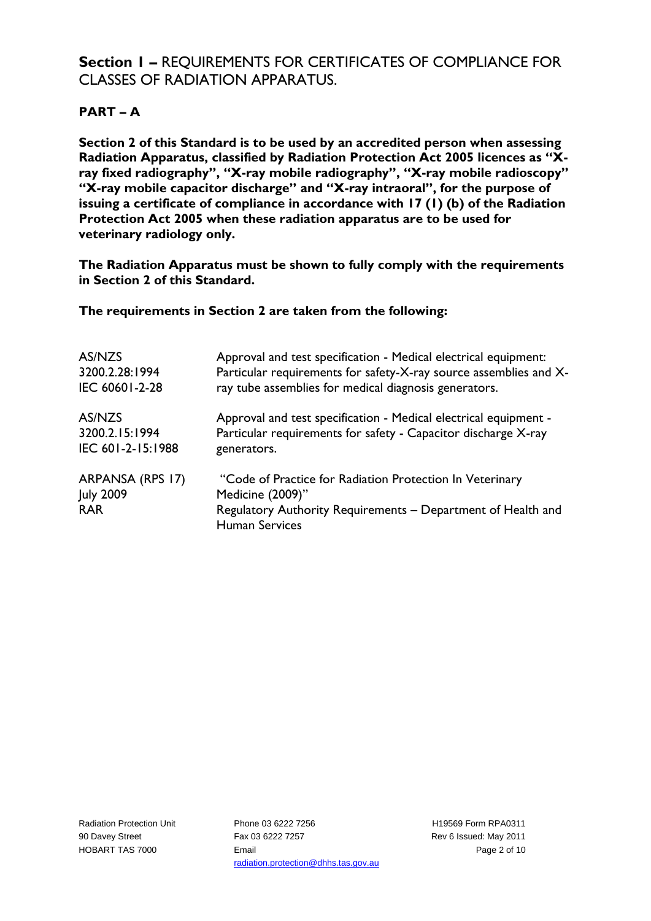## **Section 1 –** REQUIREMENTS FOR CERTIFICATES OF COMPLIANCE FOR CLASSES OF RADIATION APPARATUS.

### PART – A

**Section 2 of this Standard is to be used by an accredited person when assessing Radiation Apparatus, classified by Radiation Protection Act 2005 licences as "X-ray fixed radiography", "X-ray mobile radiography", "X-ray mobile radioscopy" "X-ray mobile capacitor discharge" and "X-ray intraoral", for the purpose of issuing a certificate of compliance in accordance with 17 (1) (b) of the Radiation Protection Act 2005 when these radiation apparatus are to be used for veterinary radiology only.**

**The Radiation Apparatus must be shown to fully comply with the requirements in Section 2 of this Standard.**

**The requirements in Section 2 are taken from the following:**

| | |
|---|---|
| AS/NZS 3200.2.28:1994 IEC 60601-2-28 | Approval and test specification - Medical electrical equipment: Particular requirements for safety-X-ray source assemblies and X-ray tube assemblies for medical diagnosis generators. |
| AS/NZS 3200.2.15:1994 IEC 601-2-15:1988 | Approval and test specification - Medical electrical equipment - Particular requirements for safety - Capacitor discharge X-ray generators. |
| ARPANSA (RPS 17) July 2009 | "Code of Practice for Radiation Protection In Veterinary Medicine (2009)" |
| RAR | Regulatory Authority Requirements – Department of Health and Human Services |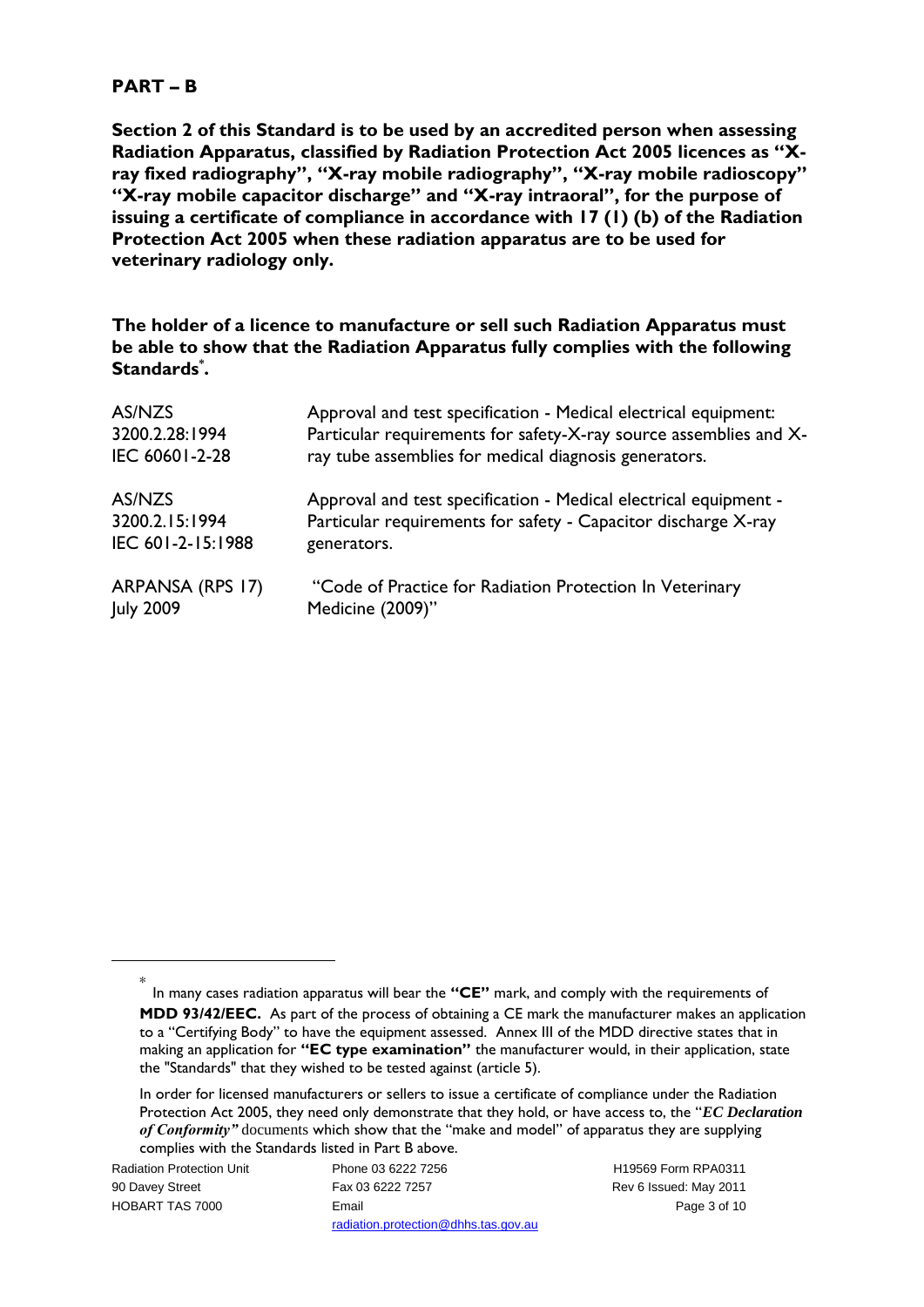## PART – B

**Section 2 of this Standard is to be used by an accredited person when assessing Radiation Apparatus, classified by Radiation Protection Act 2005 licences as "X-ray fixed radiography", "X-ray mobile radiography", "X-ray mobile radioscopy" "X-ray mobile capacitor discharge" and "X-ray intraoral", for the purpose of issuing a certificate of compliance in accordance with 17 (1) (b) of the Radiation Protection Act 2005 when these radiation apparatus are to be used for veterinary radiology only.**

**The holder of a licence to manufacture or sell such Radiation Apparatus must be able to show that the Radiation Apparatus fully complies with the following Standards*.**

| | |
|---|---|
| AS/NZS 3200.2.28:1994 IEC 60601-2-28 | Approval and test specification - Medical electrical equipment: Particular requirements for safety-X-ray source assemblies and X-ray tube assemblies for medical diagnosis generators. |
| AS/NZS 3200.2.15:1994 IEC 601-2-15:1988 | Approval and test specification - Medical electrical equipment - Particular requirements for safety - Capacitor discharge X-ray generators. |
| ARPANSA (RPS 17) July 2009 | "Code of Practice for Radiation Protection In Veterinary Medicine (2009)" |

---

* In many cases radiation apparatus will bear the **"CE"** mark, and comply with the requirements of **MDD 93/42/EEC.** As part of the process of obtaining a CE mark the manufacturer makes an application to a "Certifying Body" to have the equipment assessed. Annex III of the MDD directive states that in making an application for **"EC type examination"** the manufacturer would, in their application, state the "Standards" that they wished to be tested against (article 5).

In order for licensed manufacturers or sellers to issue a certificate of compliance under the Radiation Protection Act 2005, they need only demonstrate that they hold, or have access to, the "***EC Declaration of Conformity"*** documents which show that the "make and model" of apparatus they are supplying complies with the Standards listed in Part B above.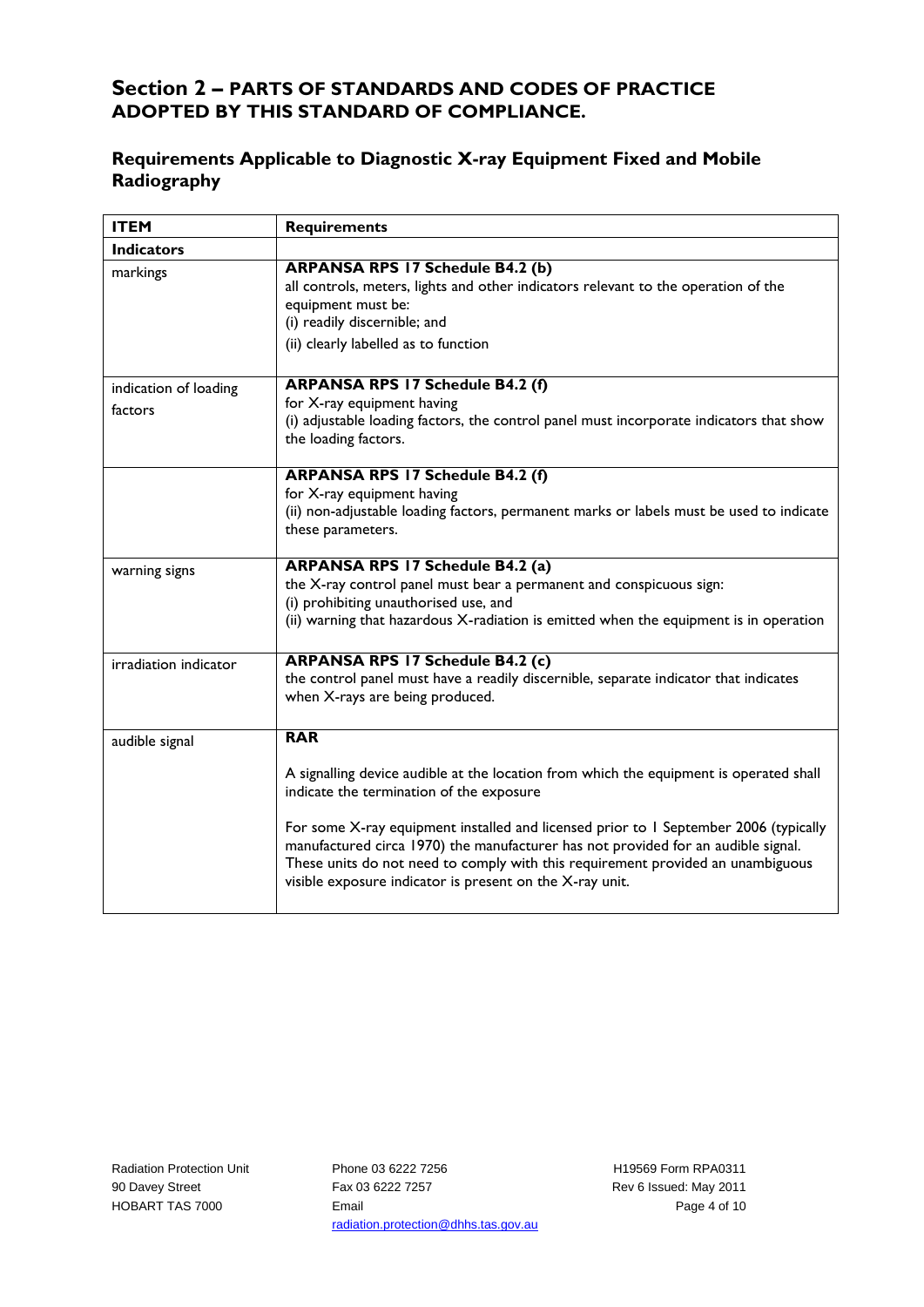## Section 2 – PARTS OF STANDARDS AND CODES OF PRACTICE ADOPTED BY THIS STANDARD OF COMPLIANCE.

### Requirements Applicable to Diagnostic X-ray Equipment Fixed and Mobile Radiography

| ITEM | Requirements |
|---|---|
| **Indicators** | |
| markings | **ARPANSA RPS 17 Schedule B4.2 (b)**<br>all controls, meters, lights and other indicators relevant to the operation of the equipment must be:<br>(i) readily discernible; and<br>(ii) clearly labelled as to function |
| indication of loading factors | **ARPANSA RPS 17 Schedule B4.2 (f)**<br>for X-ray equipment having<br>(i) adjustable loading factors, the control panel must incorporate indicators that show the loading factors. |
| | **ARPANSA RPS 17 Schedule B4.2 (f)**<br>for X-ray equipment having<br>(ii) non-adjustable loading factors, permanent marks or labels must be used to indicate these parameters. |
| warning signs | **ARPANSA RPS 17 Schedule B4.2 (a)**<br>the X-ray control panel must bear a permanent and conspicuous sign:<br>(i) prohibiting unauthorised use, and<br>(ii) warning that hazardous X-radiation is emitted when the equipment is in operation |
| irradiation indicator | **ARPANSA RPS 17 Schedule B4.2 (c)**<br>the control panel must have a readily discernible, separate indicator that indicates when X-rays are being produced. |
| audible signal | **RAR**<br><br>A signalling device audible at the location from which the equipment is operated shall indicate the termination of the exposure<br><br>For some X-ray equipment installed and licensed prior to 1 September 2006 (typically manufactured circa 1970) the manufacturer has not provided for an audible signal. These units do not need to comply with this requirement provided an unambiguous visible exposure indicator is present on the X-ray unit. |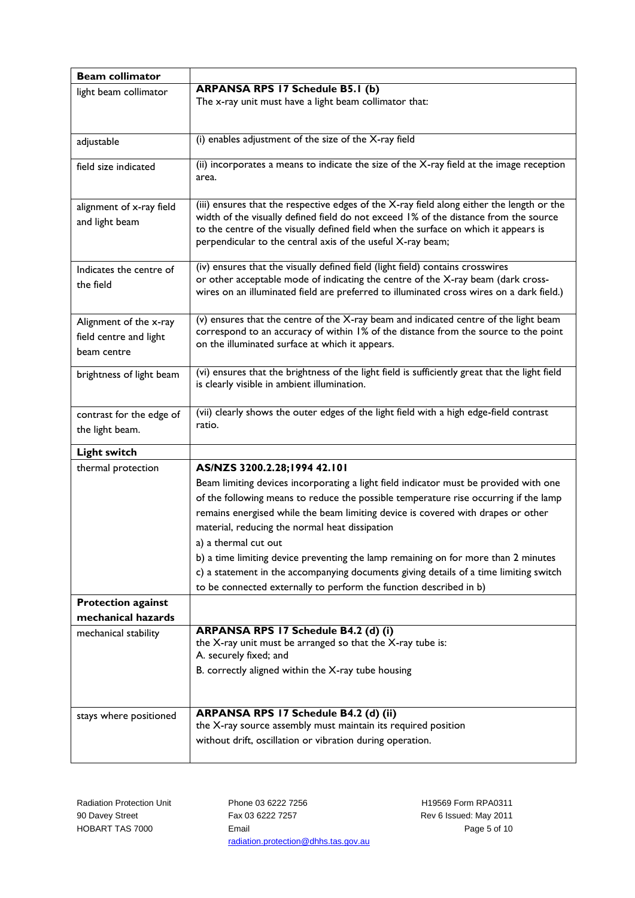| **Beam collimator** | |
|---|---|
| light beam collimator | **ARPANSA RPS 17 Schedule B5.1 (b)**<br>The x-ray unit must have a light beam collimator that: |
| adjustable | (i) enables adjustment of the size of the X-ray field |
| field size indicated | (ii) incorporates a means to indicate the size of the X-ray field at the image reception area. |
| alignment of x-ray field and light beam | (iii) ensures that the respective edges of the X-ray field along either the length or the width of the visually defined field do not exceed 1% of the distance from the source to the centre of the visually defined field when the surface on which it appears is perpendicular to the central axis of the useful X-ray beam; |
| Indicates the centre of the field | (iv) ensures that the visually defined field (light field) contains crosswires or other acceptable mode of indicating the centre of the X-ray beam (dark cross-wires on an illuminated field are preferred to illuminated cross wires on a dark field.) |
| Alignment of the x-ray field centre and light beam centre | (v) ensures that the centre of the X-ray beam and indicated centre of the light beam correspond to an accuracy of within 1% of the distance from the source to the point on the illuminated surface at which it appears. |
| brightness of light beam | (vi) ensures that the brightness of the light field is sufficiently great that the light field is clearly visible in ambient illumination. |
| contrast for the edge of the light beam. | (vii) clearly shows the outer edges of the light field with a high edge-field contrast ratio. |
| **Light switch** | |
| thermal protection | **AS/NZS 3200.2.28;1994 42.101**<br>Beam limiting devices incorporating a light field indicator must be provided with one of the following means to reduce the possible temperature rise occurring if the lamp remains energised while the beam limiting device is covered with drapes or other material, reducing the normal heat dissipation<br>a) a thermal cut out<br>b) a time limiting device preventing the lamp remaining on for more than 2 minutes<br>c) a statement in the accompanying documents giving details of a time limiting switch to be connected externally to perform the function described in b) |
| **Protection against mechanical hazards** | |
| mechanical stability | **ARPANSA RPS 17 Schedule B4.2 (d) (i)**<br>the X-ray unit must be arranged so that the X-ray tube is:<br>A. securely fixed; and<br>B. correctly aligned within the X-ray tube housing |
| stays where positioned | **ARPANSA RPS 17 Schedule B4.2 (d) (ii)**<br>the X-ray source assembly must maintain its required position without drift, oscillation or vibration during operation. |

Radiation Protection Unit
90 Davey Street
HOBART TAS 7000

Phone 03 6222 7256
Fax 03 6222 7257
Email
radiation.protection@dhhs.tas.gov.au

H19569 Form RPA0311
Rev 6 Issued: May 2011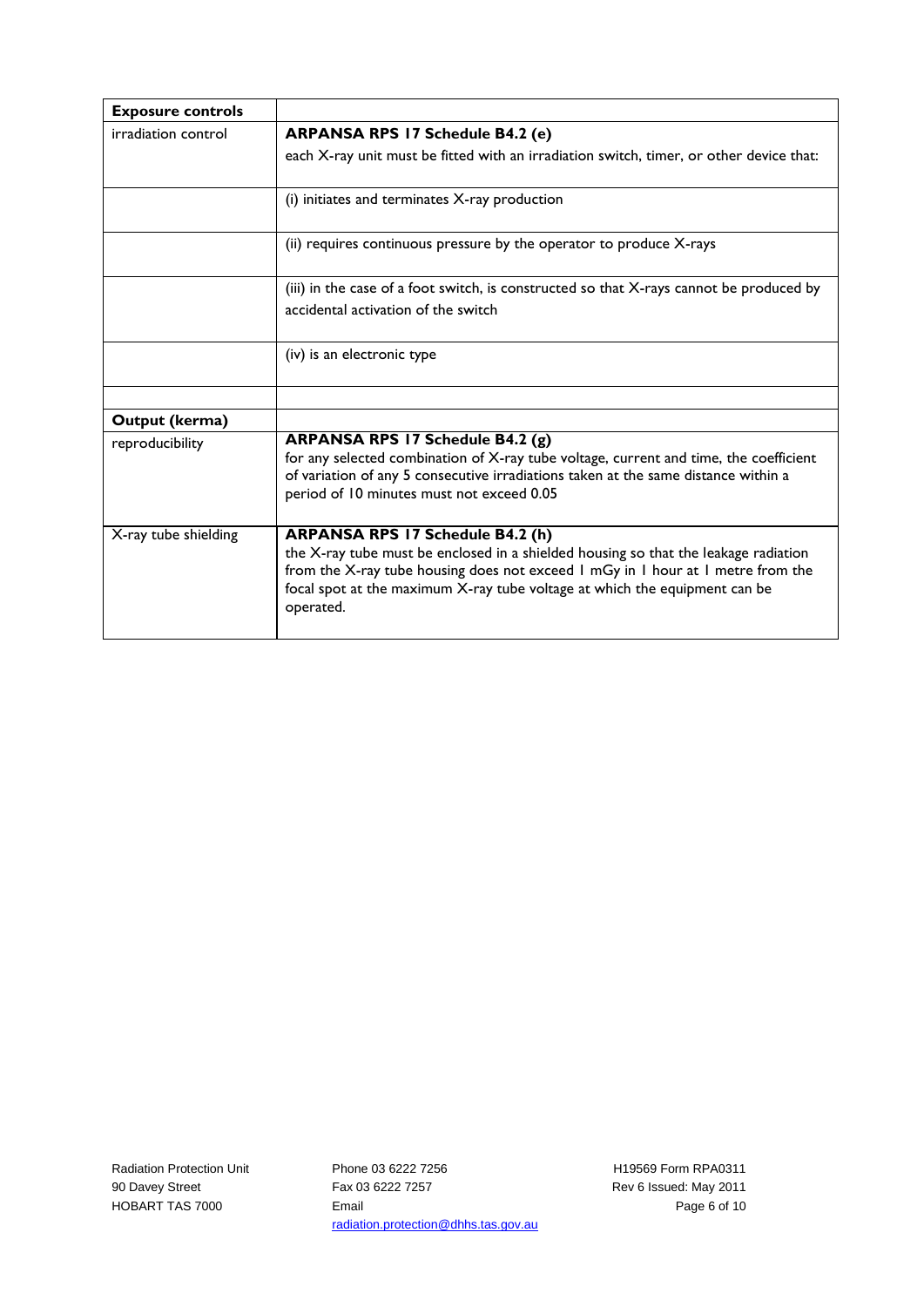| **Exposure controls** | |
|---|---|
| irradiation control | **ARPANSA RPS 17 Schedule B4.2 (e)**<br>each X-ray unit must be fitted with an irradiation switch, timer, or other device that: |
| | (i) initiates and terminates X-ray production |
| | (ii) requires continuous pressure by the operator to produce X-rays |
| | (iii) in the case of a foot switch, is constructed so that X-rays cannot be produced by accidental activation of the switch |
| | (iv) is an electronic type |
| | |
| **Output (kerma)** | |
| reproducibility | **ARPANSA RPS 17 Schedule B4.2 (g)**<br>for any selected combination of X-ray tube voltage, current and time, the coefficient of variation of any 5 consecutive irradiations taken at the same distance within a period of 10 minutes must not exceed 0.05 |
| X-ray tube shielding | **ARPANSA RPS 17 Schedule B4.2 (h)**<br>the X-ray tube must be enclosed in a shielded housing so that the leakage radiation from the X-ray tube housing does not exceed 1 mGy in 1 hour at 1 metre from the focal spot at the maximum X-ray tube voltage at which the equipment can be operated. |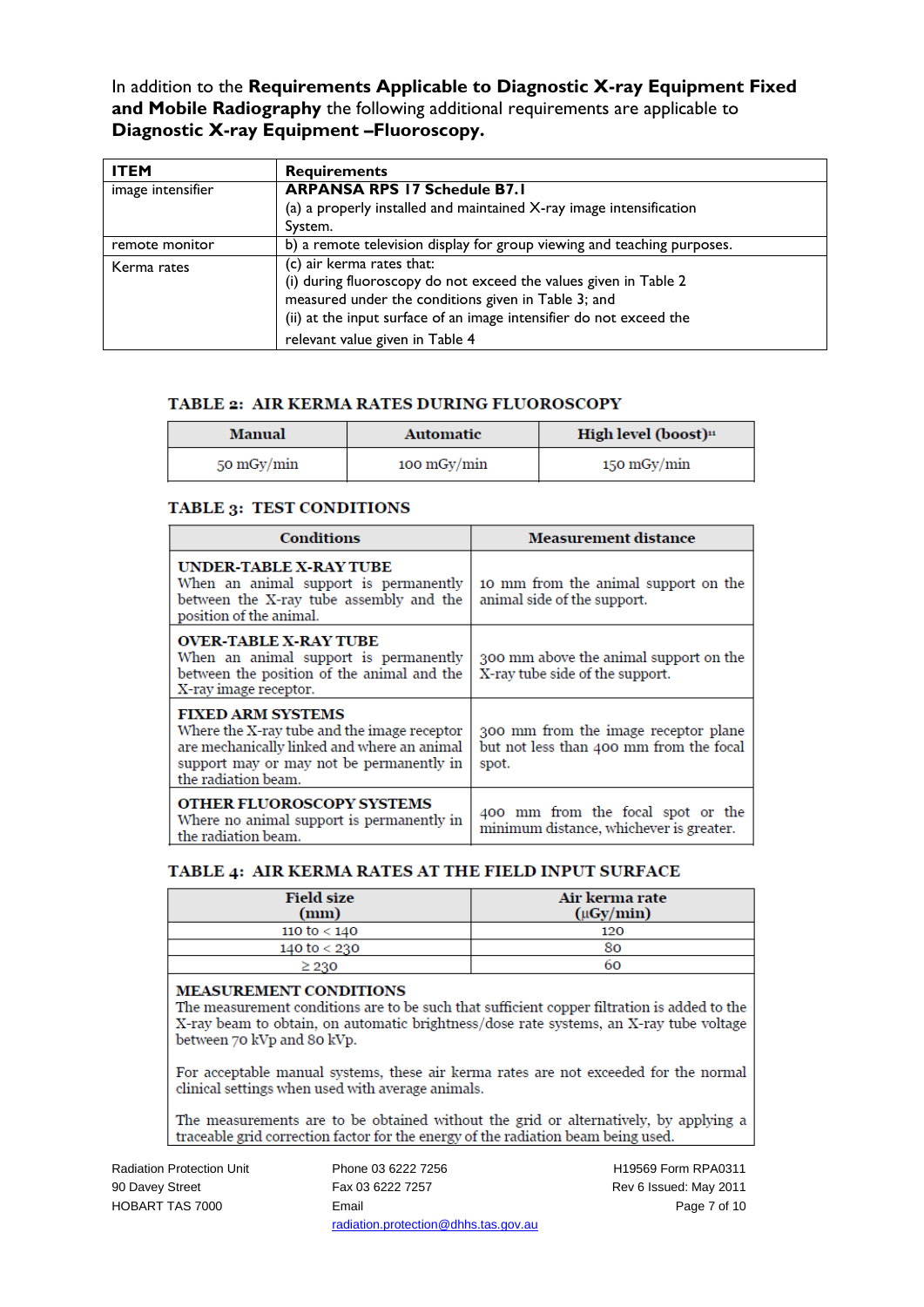In addition to the **Requirements Applicable to Diagnostic X-ray Equipment Fixed and Mobile Radiography** the following additional requirements are applicable to **Diagnostic X-ray Equipment –Fluoroscopy.**

| **ITEM** | **Requirements** |
|---|---|
| image intensifier | **ARPANSA RPS 17 Schedule B7.1**<br>(a) a properly installed and maintained X-ray image intensification System. |
| remote monitor | b) a remote television display for group viewing and teaching purposes. |
| Kerma rates | (c) air kerma rates that:<br>(i) during fluoroscopy do not exceed the values given in Table 2 measured under the conditions given in Table 3; and<br>(ii) at the input surface of an image intensifier do not exceed the relevant value given in Table 4 |

### TABLE 2: AIR KERMA RATES DURING FLUOROSCOPY

| Manual | Automatic | High level (boost)[11] |
|---|---|---|
| 50 mGy/min | 100 mGy/min | 150 mGy/min |

### TABLE 3: TEST CONDITIONS

| Conditions | Measurement distance |
|---|---|
| **UNDER-TABLE X-RAY TUBE**<br>When an animal support is permanently between the X-ray tube assembly and the position of the animal. | 10 mm from the animal support on the animal side of the support. |
| **OVER-TABLE X-RAY TUBE**<br>When an animal support is permanently between the position of the animal and the X-ray image receptor. | 300 mm above the animal support on the X-ray tube side of the support. |
| **FIXED ARM SYSTEMS**<br>Where the X-ray tube and the image receptor are mechanically linked and where an animal support may or may not be permanently in the radiation beam. | 300 mm from the image receptor plane but not less than 400 mm from the focal spot. |
| **OTHER FLUOROSCOPY SYSTEMS**<br>Where no animal support is permanently in the radiation beam. | 400 mm from the focal spot or the minimum distance, whichever is greater. |

### TABLE 4: AIR KERMA RATES AT THE FIELD INPUT SURFACE

| Field size (mm) | Air kerma rate (µGy/min) |
|---|---|
| 110 to < 140 | 120 |
| 140 to < 230 | 80 |
| ≥ 230 | 60 |

**MEASUREMENT CONDITIONS**

The measurement conditions are to be such that sufficient copper filtration is added to the X-ray beam to obtain, on automatic brightness/dose rate systems, an X-ray tube voltage between 70 kVp and 80 kVp.

For acceptable manual systems, these air kerma rates are not exceeded for the normal clinical settings when used with average animals.

The measurements are to be obtained without the grid or alternatively, by applying a traceable grid correction factor for the energy of the radiation beam being used.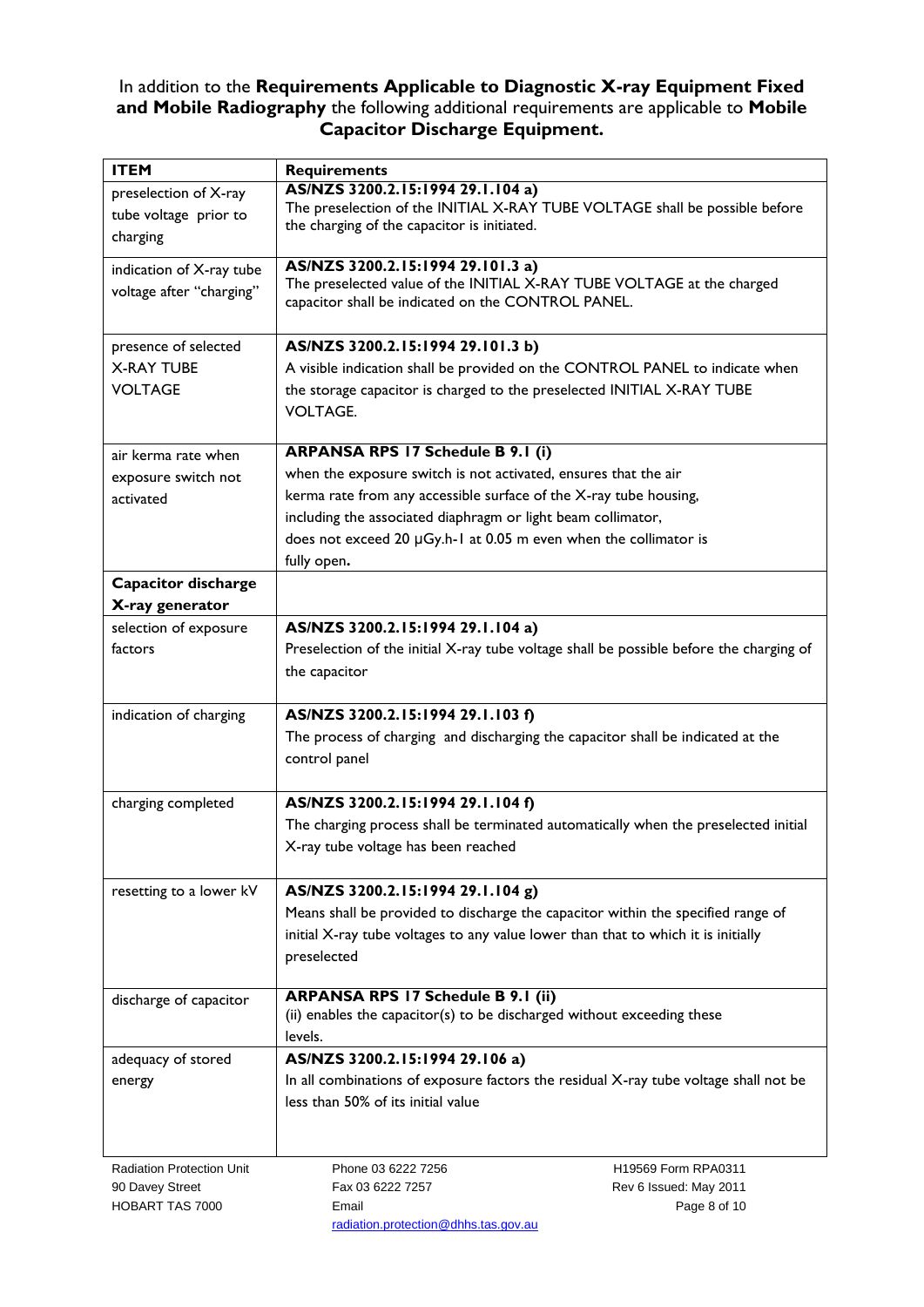In addition to the **Requirements Applicable to Diagnostic X-ray Equipment Fixed and Mobile Radiography** the following additional requirements are applicable to **Mobile Capacitor Discharge Equipment.**

| ITEM | Requirements |
|---|---|
| preselection of X-ray tube voltage prior to charging | **AS/NZS 3200.2.15:1994 29.1.104 a)** The preselection of the INITIAL X-RAY TUBE VOLTAGE shall be possible before the charging of the capacitor is initiated. |
| indication of X-ray tube voltage after "charging" | **AS/NZS 3200.2.15:1994 29.101.3 a)** The preselected value of the INITIAL X-RAY TUBE VOLTAGE at the charged capacitor shall be indicated on the CONTROL PANEL. |
| presence of selected X-RAY TUBE VOLTAGE | **AS/NZS 3200.2.15:1994 29.101.3 b)** A visible indication shall be provided on the CONTROL PANEL to indicate when the storage capacitor is charged to the preselected INITIAL X-RAY TUBE VOLTAGE. |
| air kerma rate when exposure switch not activated | **ARPANSA RPS 17 Schedule B 9.1 (i)** when the exposure switch is not activated, ensures that the air kerma rate from any accessible surface of the X-ray tube housing, including the associated diaphragm or light beam collimator, does not exceed 20 μGy.h-1 at 0.05 m even when the collimator is fully open**.** |
| **Capacitor discharge X-ray generator** | |
| selection of exposure factors | **AS/NZS 3200.2.15:1994 29.1.104 a)** Preselection of the initial X-ray tube voltage shall be possible before the charging of the capacitor |
| indication of charging | **AS/NZS 3200.2.15:1994 29.1.103 f)** The process of charging and discharging the capacitor shall be indicated at the control panel |
| charging completed | **AS/NZS 3200.2.15:1994 29.1.104 f)** The charging process shall be terminated automatically when the preselected initial X-ray tube voltage has been reached |
| resetting to a lower kV | **AS/NZS 3200.2.15:1994 29.1.104 g)** Means shall be provided to discharge the capacitor within the specified range of initial X-ray tube voltages to any value lower than that to which it is initially preselected |
| discharge of capacitor | **ARPANSA RPS 17 Schedule B 9.1 (ii)** (ii) enables the capacitor(s) to be discharged without exceeding these levels. |
| adequacy of stored energy | **AS/NZS 3200.2.15:1994 29.106 a)** In all combinations of exposure factors the residual X-ray tube voltage shall not be less than 50% of its initial value |

Radiation Protection Unit
90 Davey Street
HOBART TAS 7000

Phone 03 6222 7256
Fax 03 6222 7257
Email radiation.protection@dhhs.tas.gov.au

H19569 Form RPA0311
Rev 6 Issued: May 2011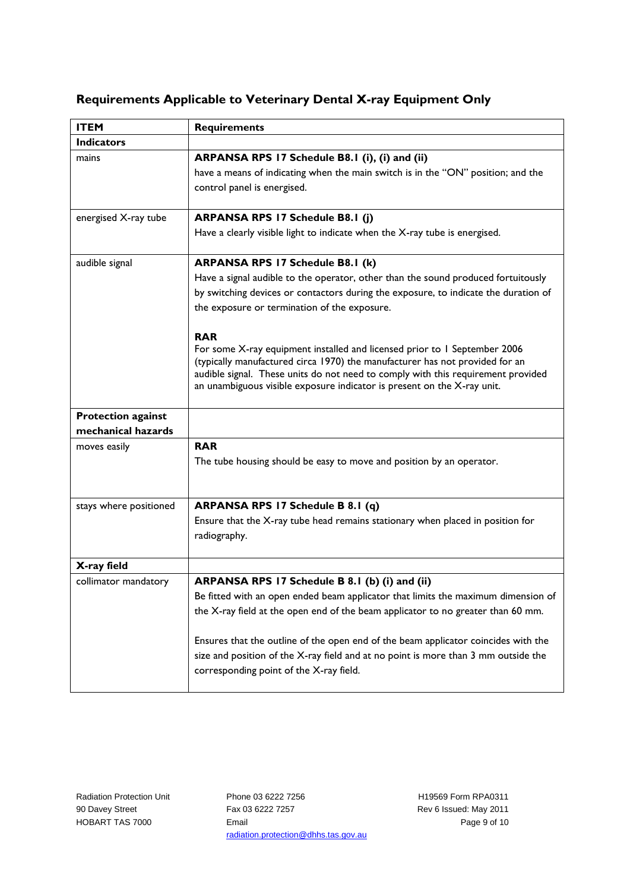## Requirements Applicable to Veterinary Dental X-ray Equipment Only

| ITEM | Requirements |
|---|---|
| **Indicators** | |
| mains | **ARPANSA RPS 17 Schedule B8.1 (i), (i) and (ii)**<br>have a means of indicating when the main switch is in the "ON" position; and the control panel is energised. |
| energised X-ray tube | **ARPANSA RPS 17 Schedule B8.1 (j)**<br>Have a clearly visible light to indicate when the X-ray tube is energised. |
| audible signal | **ARPANSA RPS 17 Schedule B8.1 (k)**<br>Have a signal audible to the operator, other than the sound produced fortuitously by switching devices or contactors during the exposure, to indicate the duration of the exposure or termination of the exposure.<br><br>**RAR**<br>For some X-ray equipment installed and licensed prior to 1 September 2006 (typically manufactured circa 1970) the manufacturer has not provided for an audible signal. These units do not need to comply with this requirement provided an unambiguous visible exposure indicator is present on the X-ray unit. |
| **Protection against mechanical hazards** | |
| moves easily | **RAR**<br>The tube housing should be easy to move and position by an operator. |
| stays where positioned | **ARPANSA RPS 17 Schedule B 8.1 (q)**<br>Ensure that the X-ray tube head remains stationary when placed in position for radiography. |
| **X-ray field** | |
| collimator mandatory | **ARPANSA RPS 17 Schedule B 8.1 (b) (i) and (ii)**<br>Be fitted with an open ended beam applicator that limits the maximum dimension of the X-ray field at the open end of the beam applicator to no greater than 60 mm.<br><br>Ensures that the outline of the open end of the beam applicator coincides with the size and position of the X-ray field and at no point is more than 3 mm outside the corresponding point of the X-ray field. |

Radiation Protection Unit
90 Davey Street
HOBART TAS 7000

Phone 03 6222 7256
Fax 03 6222 7257
Email
radiation.protection@dhhs.tas.gov.au

H19569 Form RPA0311
Rev 6 Issued: May 2011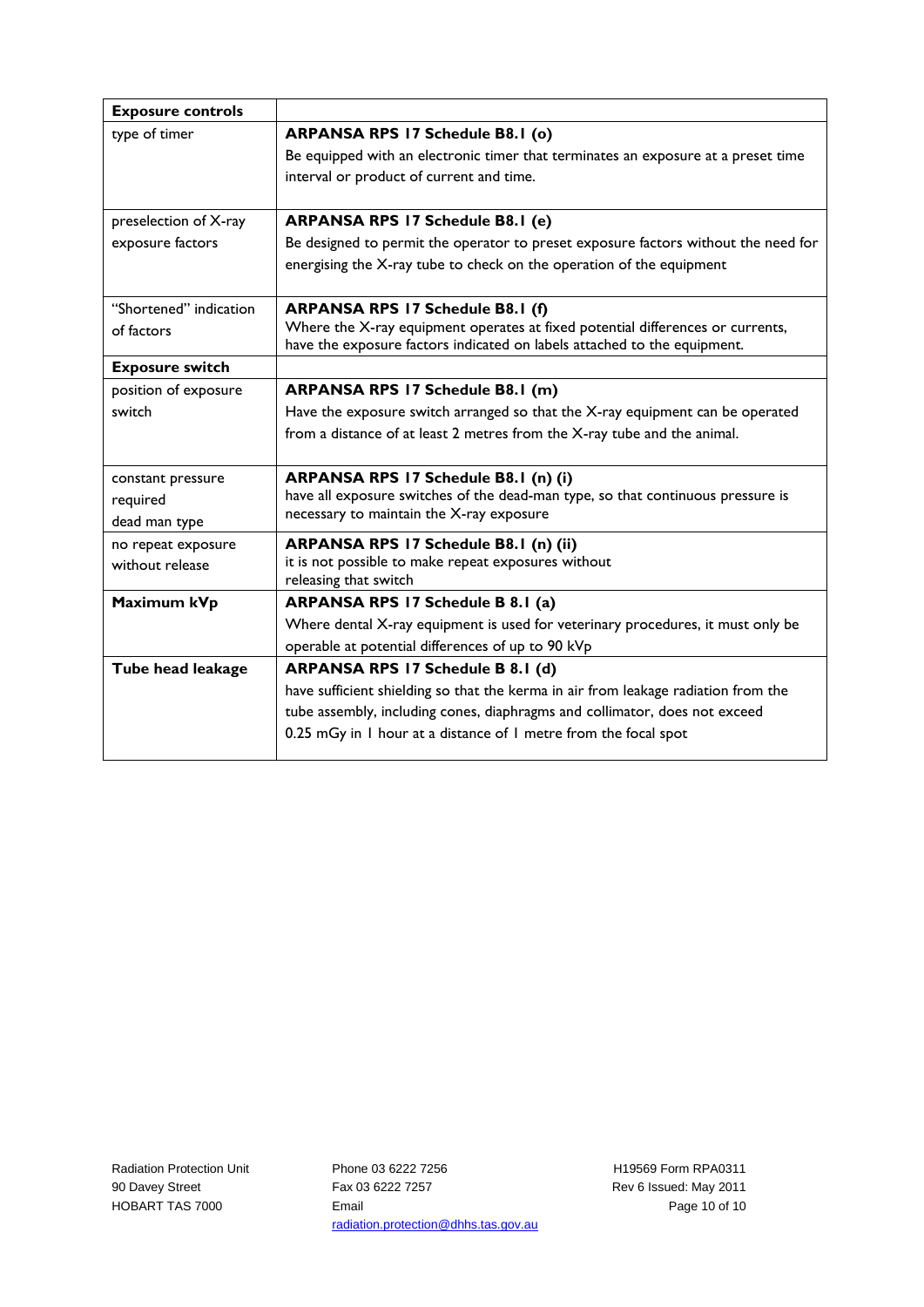| | |
|---|---|
| **Exposure controls** | |
| type of timer | **ARPANSA RPS 17 Schedule B8.1 (o)**<br>Be equipped with an electronic timer that terminates an exposure at a preset time interval or product of current and time. |
| preselection of X-ray exposure factors | **ARPANSA RPS 17 Schedule B8.1 (e)**<br>Be designed to permit the operator to preset exposure factors without the need for energising the X-ray tube to check on the operation of the equipment |
| "Shortened" indication of factors | **ARPANSA RPS 17 Schedule B8.1 (f)**<br>Where the X-ray equipment operates at fixed potential differences or currents, have the exposure factors indicated on labels attached to the equipment. |
| **Exposure switch** | |
| position of exposure switch | **ARPANSA RPS 17 Schedule B8.1 (m)**<br>Have the exposure switch arranged so that the X-ray equipment can be operated from a distance of at least 2 metres from the X-ray tube and the animal. |
| constant pressure required dead man type | **ARPANSA RPS 17 Schedule B8.1 (n) (i)**<br>have all exposure switches of the dead-man type, so that continuous pressure is necessary to maintain the X-ray exposure |
| no repeat exposure without release | **ARPANSA RPS 17 Schedule B8.1 (n) (ii)**<br>it is not possible to make repeat exposures without releasing that switch |
| **Maximum kVp** | **ARPANSA RPS 17 Schedule B 8.1 (a)**<br>Where dental X-ray equipment is used for veterinary procedures, it must only be operable at potential differences of up to 90 kVp |
| **Tube head leakage** | **ARPANSA RPS 17 Schedule B 8.1 (d)**<br>have sufficient shielding so that the kerma in air from leakage radiation from the tube assembly, including cones, diaphragms and collimator, does not exceed 0.25 mGy in 1 hour at a distance of 1 metre from the focal spot |

Radiation Protection Unit
90 Davey Street
HOBART TAS 7000

Phone 03 6222 7256
Fax 03 6222 7257
Email
radiation.protection@dhhs.tas.gov.au

H19569 Form RPA0311
Rev 6 Issued: May 2011